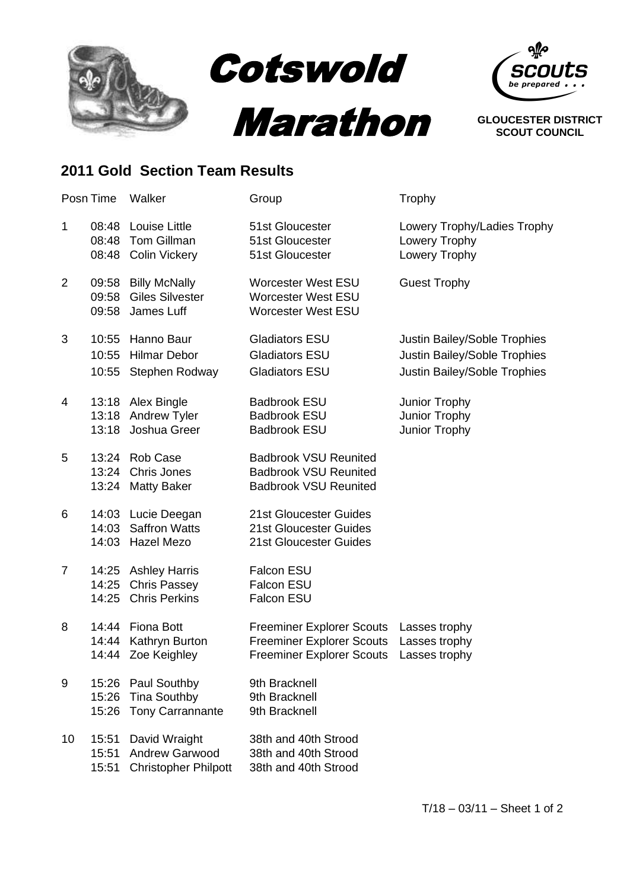# Cotswold Marathon

GLOUCESTER DISTRICT SCOUT COUNCIL

## 2011 Gold Section Team Results

| Posn | Time | Walker | Group | Trophy |
|---|---|---|---|---|
| 1 | 08:48 | Louise Little | 51st Gloucester | Lowery Trophy/Ladies Trophy |
| | 08:48 | Tom Gillman | 51st Gloucester | Lowery Trophy |
| | 08:48 | Colin Vickery | 51st Gloucester | Lowery Trophy |
| 2 | 09:58 | Billy McNally | Worcester West ESU | Guest Trophy |
| | 09:58 | Giles Silvester | Worcester West ESU | |
| | 09:58 | James Luff | Worcester West ESU | |
| 3 | 10:55 | Hanno Baur | Gladiators ESU | Justin Bailey/Soble Trophies |
| | 10:55 | Hilmar Debor | Gladiators ESU | Justin Bailey/Soble Trophies |
| | 10:55 | Stephen Rodway | Gladiators ESU | Justin Bailey/Soble Trophies |
| 4 | 13:18 | Alex Bingle | Badbrook ESU | Junior Trophy |
| | 13:18 | Andrew Tyler | Badbrook ESU | Junior Trophy |
| | 13:18 | Joshua Greer | Badbrook ESU | Junior Trophy |
| 5 | 13:24 | Rob Case | Badbrook VSU Reunited | |
| | 13:24 | Chris Jones | Badbrook VSU Reunited | |
| | 13:24 | Matty Baker | Badbrook VSU Reunited | |
| 6 | 14:03 | Lucie Deegan | 21st Gloucester Guides | |
| | 14:03 | Saffron Watts | 21st Gloucester Guides | |
| | 14:03 | Hazel Mezo | 21st Gloucester Guides | |
| 7 | 14:25 | Ashley Harris | Falcon ESU | |
| | 14:25 | Chris Passey | Falcon ESU | |
| | 14:25 | Chris Perkins | Falcon ESU | |
| 8 | 14:44 | Fiona Bott | Freeminer Explorer Scouts | Lasses trophy |
| | 14:44 | Kathryn Burton | Freeminer Explorer Scouts | Lasses trophy |
| | 14:44 | Zoe Keighley | Freeminer Explorer Scouts | Lasses trophy |
| 9 | 15:26 | Paul Southby | 9th Bracknell | |
| | 15:26 | Tina Southby | 9th Bracknell | |
| | 15:26 | Tony Carrannante | 9th Bracknell | |
| 10 | 15:51 | David Wraight | 38th and 40th Strood | |
| | 15:51 | Andrew Garwood | 38th and 40th Strood | |
| | 15:51 | Christopher Philpott | 38th and 40th Strood | |

T/18 – 03/11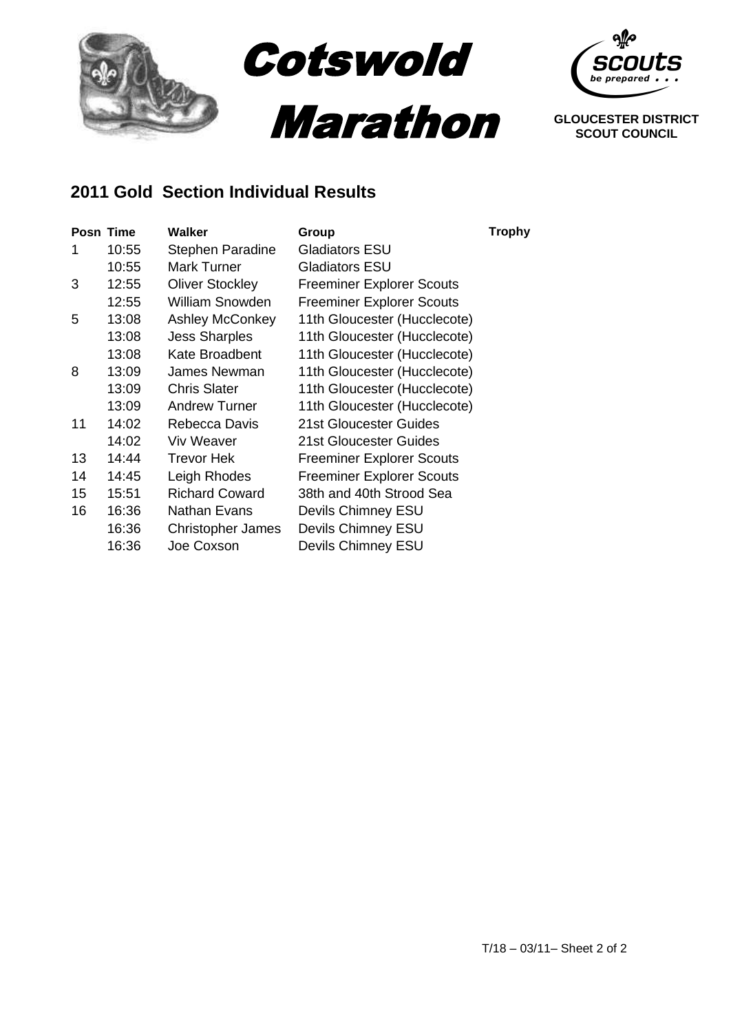# Cotswold Marathon

GLOUCESTER DISTRICT SCOUT COUNCIL

## 2011 Gold Section Individual Results

| Posn | Time | Walker | Group | Trophy |
|---|---|---|---|---|
| 1 | 10:55 | Stephen Paradine | Gladiators ESU | |
| | 10:55 | Mark Turner | Gladiators ESU | |
| 3 | 12:55 | Oliver Stockley | Freeminer Explorer Scouts | |
| | 12:55 | William Snowden | Freeminer Explorer Scouts | |
| 5 | 13:08 | Ashley McConkey | 11th Gloucester (Hucclecote) | |
| | 13:08 | Jess Sharples | 11th Gloucester (Hucclecote) | |
| | 13:08 | Kate Broadbent | 11th Gloucester (Hucclecote) | |
| 8 | 13:09 | James Newman | 11th Gloucester (Hucclecote) | |
| | 13:09 | Chris Slater | 11th Gloucester (Hucclecote) | |
| | 13:09 | Andrew Turner | 11th Gloucester (Hucclecote) | |
| 11 | 14:02 | Rebecca Davis | 21st Gloucester Guides | |
| | 14:02 | Viv Weaver | 21st Gloucester Guides | |
| 13 | 14:44 | Trevor Hek | Freeminer Explorer Scouts | |
| 14 | 14:45 | Leigh Rhodes | Freeminer Explorer Scouts | |
| 15 | 15:51 | Richard Coward | 38th and 40th Strood Sea | |
| 16 | 16:36 | Nathan Evans | Devils Chimney ESU | |
| | 16:36 | Christopher James | Devils Chimney ESU | |
| | 16:36 | Joe Coxson | Devils Chimney ESU | |

T/18 – 03/11– Sheet 2 of 2